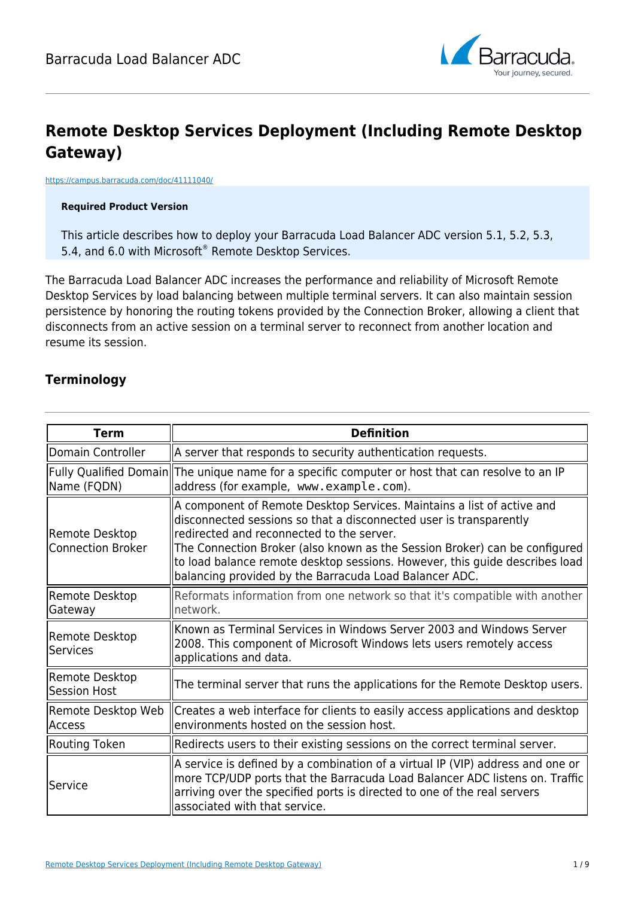# Remote Desktop Services Deployment (Including Remote Desktop Gateway)

https://campus.barracuda.com/doc/41111040/

**Required Product Version**

This article describes how to deploy your Barracuda Load Balancer ADC version 5.1, 5.2, 5.3, 5.4, and 6.0 with Microsoft® Remote Desktop Services.

The Barracuda Load Balancer ADC increases the performance and reliability of Microsoft Remote Desktop Services by load balancing between multiple terminal servers. It can also maintain session persistence by honoring the routing tokens provided by the Connection Broker, allowing a client that disconnects from an active session on a terminal server to reconnect from another location and resume its session.

## Terminology

| Term | Definition |
|---|---|
| Domain Controller | A server that responds to security authentication requests. |
| Fully Qualified Domain Name (FQDN) | The unique name for a specific computer or host that can resolve to an IP address (for example, `www.example.com`). |
| Remote Desktop Connection Broker | A component of Remote Desktop Services. Maintains a list of active and disconnected sessions so that a disconnected user is transparently redirected and reconnected to the server.<br>The Connection Broker (also known as the Session Broker) can be configured to load balance remote desktop sessions. However, this guide describes load balancing provided by the Barracuda Load Balancer ADC. |
| Remote Desktop Gateway | Reformats information from one network so that it's compatible with another network. |
| Remote Desktop Services | Known as Terminal Services in Windows Server 2003 and Windows Server 2008. This component of Microsoft Windows lets users remotely access applications and data. |
| Remote Desktop Session Host | The terminal server that runs the applications for the Remote Desktop users. |
| Remote Desktop Web Access | Creates a web interface for clients to easily access applications and desktop environments hosted on the session host. |
| Routing Token | Redirects users to their existing sessions on the correct terminal server. |
| Service | A service is defined by a combination of a virtual IP (VIP) address and one or more TCP/UDP ports that the Barracuda Load Balancer ADC listens on. Traffic arriving over the specified ports is directed to one of the real servers associated with that service. |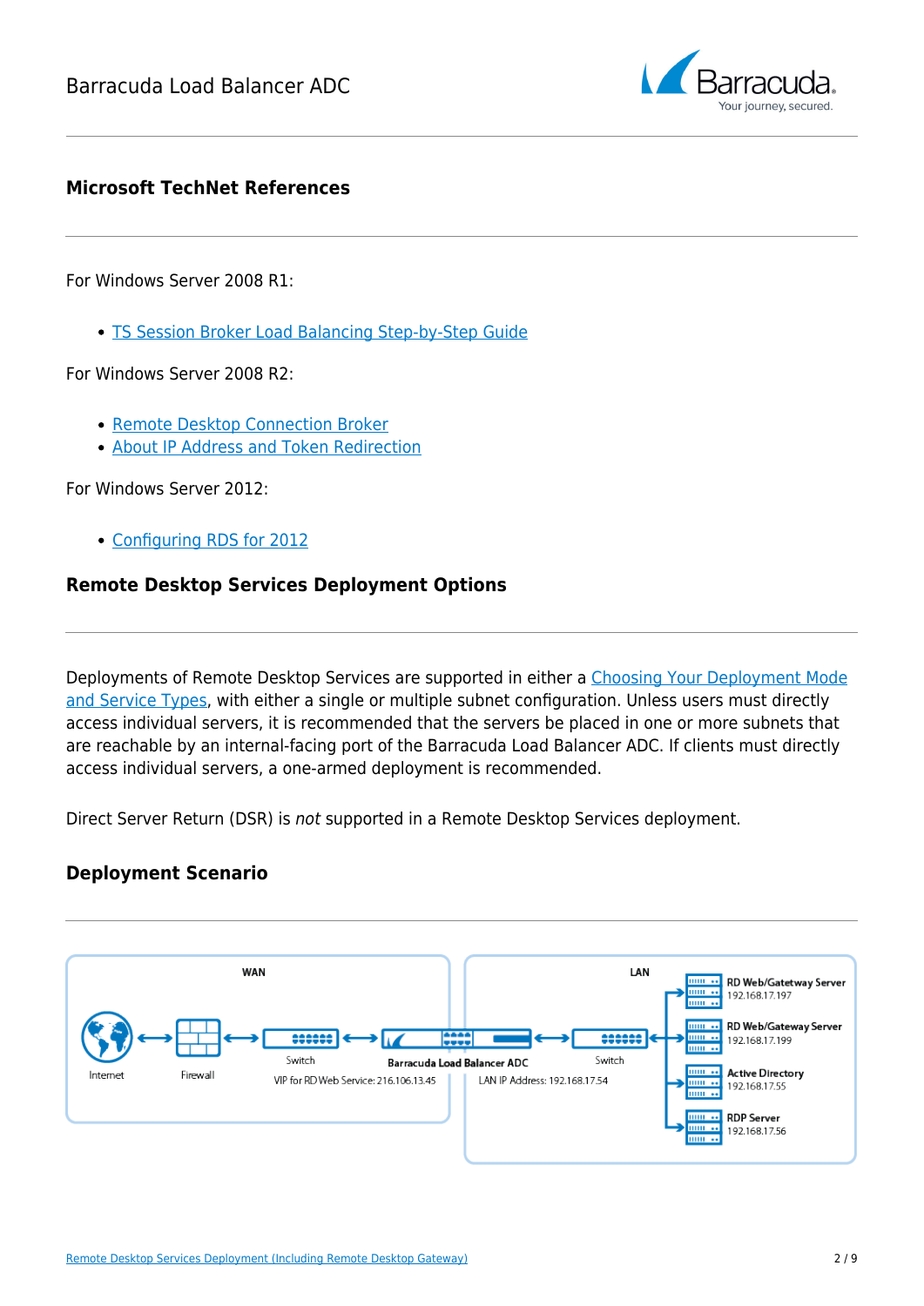## Microsoft TechNet References

For Windows Server 2008 R1:

- TS Session Broker Load Balancing Step-by-Step Guide

For Windows Server 2008 R2:

- Remote Desktop Connection Broker
- About IP Address and Token Redirection

For Windows Server 2012:

- Configuring RDS for 2012

## Remote Desktop Services Deployment Options

Deployments of Remote Desktop Services are supported in either a Choosing Your Deployment Mode and Service Types, with either a single or multiple subnet configuration. Unless users must directly access individual servers, it is recommended that the servers be placed in one or more subnets that are reachable by an internal-facing port of the Barracuda Load Balancer ADC. If clients must directly access individual servers, a one-armed deployment is recommended.

Direct Server Return (DSR) is *not* supported in a Remote Desktop Services deployment.

## Deployment Scenario

WAN

Internet

Firewall

Switch

VIP for RD Web Service: 216.106.13.45

Barracuda Load Balancer ADC

LAN

Switch

LAN IP Address: 192.168.17.54

RD Web/Gatetway Server 192.168.17.197

RD Web/Gateway Server 192.168.17.199

Active Directory 192.168.17.55

RDP Server 192.168.17.56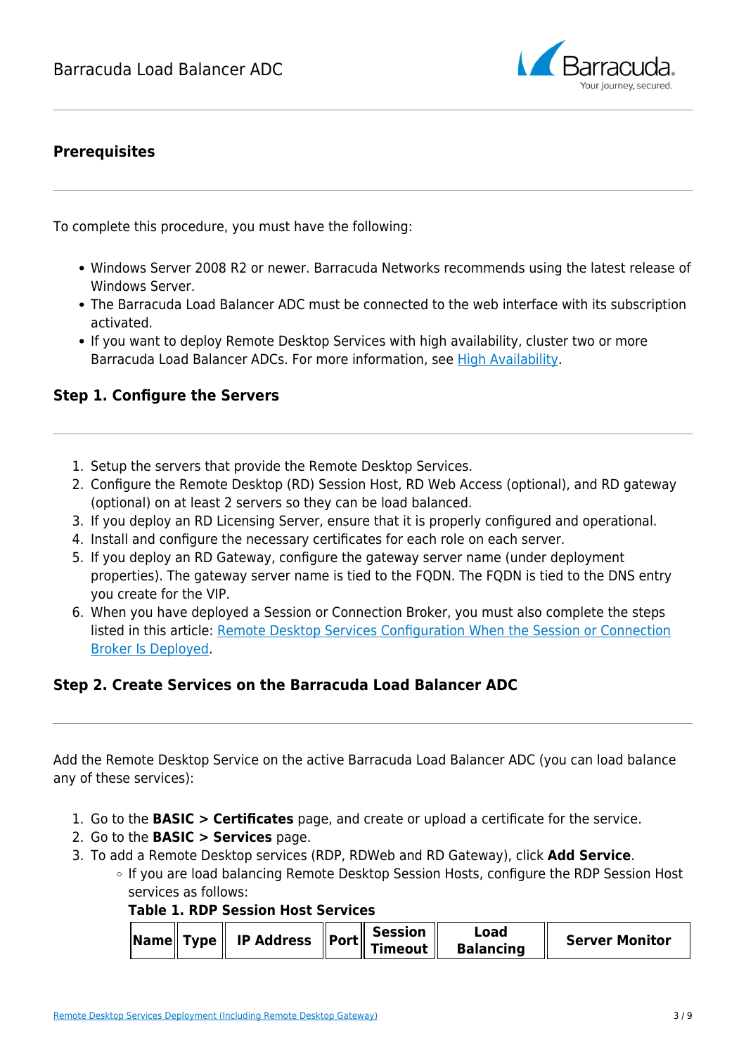## Prerequisites

To complete this procedure, you must have the following:

- Windows Server 2008 R2 or newer. Barracuda Networks recommends using the latest release of Windows Server.
- The Barracuda Load Balancer ADC must be connected to the web interface with its subscription activated.
- If you want to deploy Remote Desktop Services with high availability, cluster two or more Barracuda Load Balancer ADCs. For more information, see [High Availability](#).

## Step 1. Configure the Servers

1. Setup the servers that provide the Remote Desktop Services.
2. Configure the Remote Desktop (RD) Session Host, RD Web Access (optional), and RD gateway (optional) on at least 2 servers so they can be load balanced.
3. If you deploy an RD Licensing Server, ensure that it is properly configured and operational.
4. Install and configure the necessary certificates for each role on each server.
5. If you deploy an RD Gateway, configure the gateway server name (under deployment properties). The gateway server name is tied to the FQDN. The FQDN is tied to the DNS entry you create for the VIP.
6. When you have deployed a Session or Connection Broker, you must also complete the steps listed in this article: [Remote Desktop Services Configuration When the Session or Connection Broker Is Deployed](#).

## Step 2. Create Services on the Barracuda Load Balancer ADC

Add the Remote Desktop Service on the active Barracuda Load Balancer ADC (you can load balance any of these services):

1. Go to the **BASIC > Certificates** page, and create or upload a certificate for the service.
2. Go to the **BASIC > Services** page.
3. To add a Remote Desktop services (RDP, RDWeb and RD Gateway), click **Add Service**.
   - If you are load balancing Remote Desktop Session Hosts, configure the RDP Session Host services as follows:

     **Table 1. RDP Session Host Services**

     | Name | Type | IP Address | Port | Session Timeout | Load Balancing | Server Monitor |
     |---|---|---|---|---|---|---|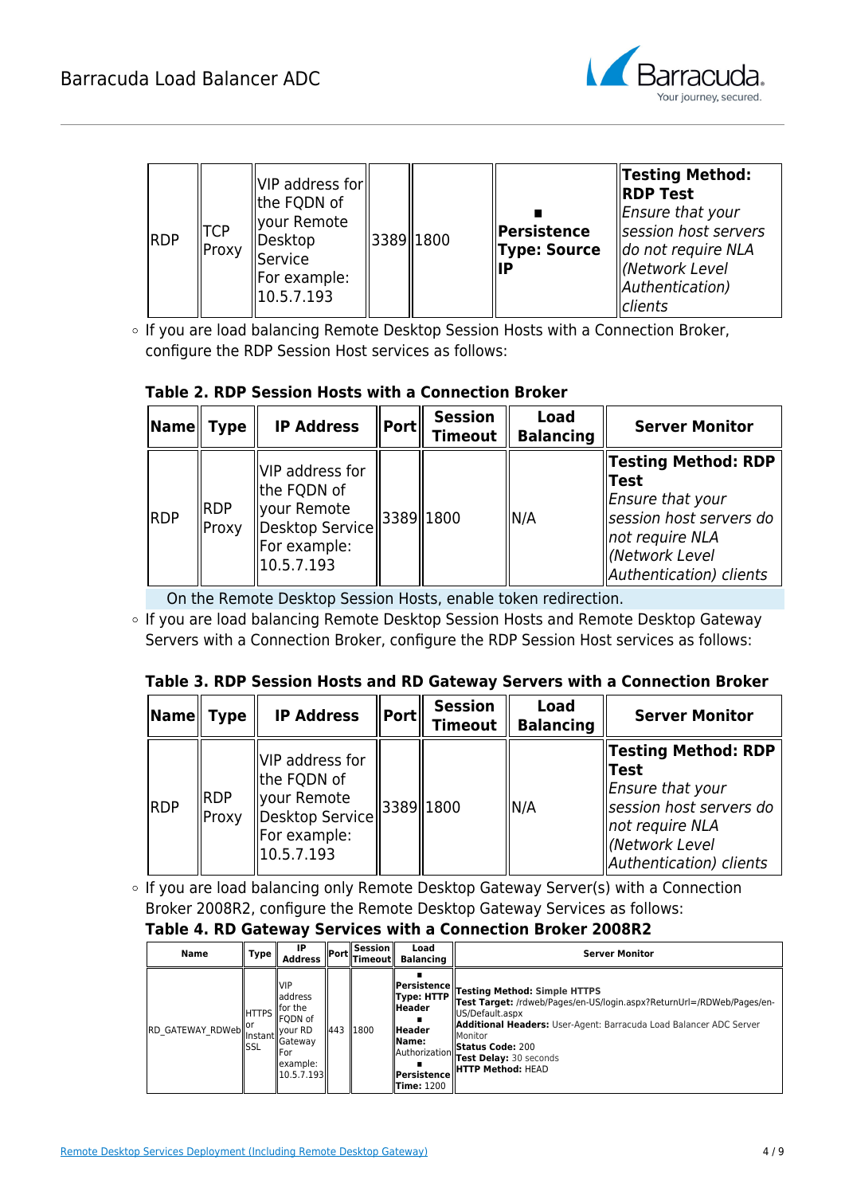| RDP | TCP Proxy | VIP address for the FQDN of your Remote Desktop Service For example: 10.5.7.193 | 3389 | 1800 | ▪ **Persistence Type: Source IP** | **Testing Method: RDP Test** *Ensure that your session host servers do not require NLA (Network Level Authentication) clients* |
|---|---|---|---|---|---|---|

- If you are load balancing Remote Desktop Session Hosts with a Connection Broker, configure the RDP Session Host services as follows:

**Table 2. RDP Session Hosts with a Connection Broker**

| Name | Type | IP Address | Port | Session Timeout | Load Balancing | Server Monitor |
|---|---|---|---|---|---|---|
| RDP | RDP Proxy | VIP address for the FQDN of your Remote Desktop Service For example: 10.5.7.193 | 3389 | 1800 | N/A | **Testing Method: RDP Test** *Ensure that your session host servers do not require NLA (Network Level Authentication) clients* |

On the Remote Desktop Session Hosts, enable token redirection.

- If you are load balancing Remote Desktop Session Hosts and Remote Desktop Gateway Servers with a Connection Broker, configure the RDP Session Host services as follows:

**Table 3. RDP Session Hosts and RD Gateway Servers with a Connection Broker**

| Name | Type | IP Address | Port | Session Timeout | Load Balancing | Server Monitor |
|---|---|---|---|---|---|---|
| RDP | RDP Proxy | VIP address for the FQDN of your Remote Desktop Service For example: 10.5.7.193 | 3389 | 1800 | N/A | **Testing Method: RDP Test** *Ensure that your session host servers do not require NLA (Network Level Authentication) clients* |

- If you are load balancing only Remote Desktop Gateway Server(s) with a Connection Broker 2008R2, configure the Remote Desktop Gateway Services as follows:

**Table 4. RD Gateway Services with a Connection Broker 2008R2**

| Name | Type | IP Address | Port | Session Timeout | Load Balancing | Server Monitor |
|---|---|---|---|---|---|---|
| RD_GATEWAY_RDWeb | HTTPS or Instant SSL | VIP address for the FQDN of your RD Gateway For example: 10.5.7.193 | 443 | 1800 | ▪ **Persistence Type: HTTP Header** ▪ **Header Name:** Authorization ▪ **Persistence Time:** 1200 | **Testing Method:** Simple HTTPS **Test Target:** /rdweb/Pages/en-US/login.aspx?ReturnUrl=/RDWeb/Pages/en-US/Default.aspx **Additional Headers:** User-Agent: Barracuda Load Balancer ADC Server Monitor **Status Code:** 200 **Test Delay:** 30 seconds **HTTP Method:** HEAD |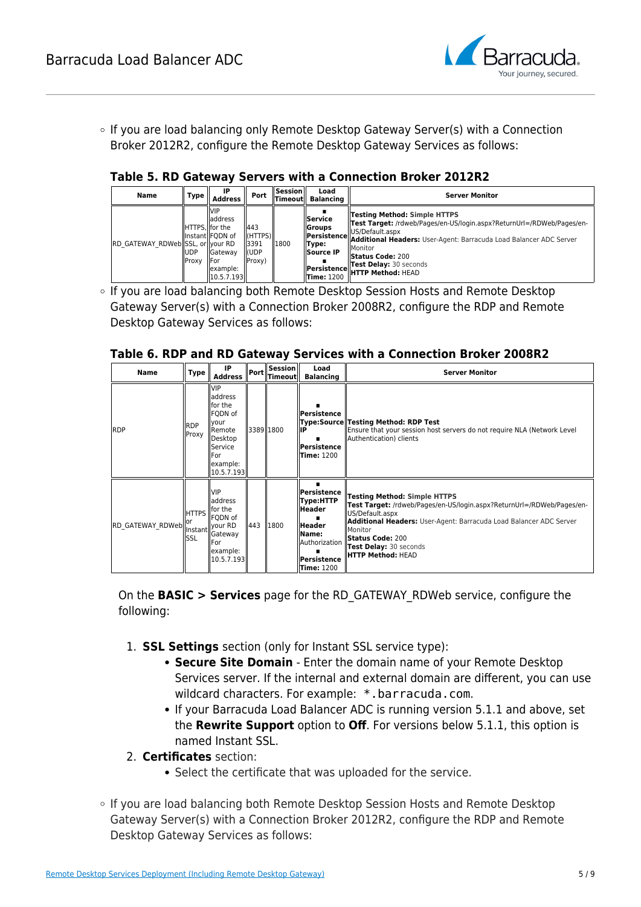- If you are load balancing only Remote Desktop Gateway Server(s) with a Connection Broker 2012R2, configure the Remote Desktop Gateway Services as follows:

**Table 5. RD Gateway Servers with a Connection Broker 2012R2**

| Name | Type | IP Address | Port | Session Timeout | Load Balancing | Server Monitor |
|---|---|---|---|---|---|---|
| RD_GATEWAY_RDWeb | HTTPS, Instant SSL, or UDP Proxy | VIP address for the FQDN of your RD Gateway For example: 10.5.7.193 | 443 (HTTPS) 3391 (UDP Proxy) | 1800 | ▪ **Service Groups Persistence Type: Source IP** ▪ **Persistence Time:** 1200 | **Testing Method:** Simple HTTPS **Test Target:** /rdweb/Pages/en-US/login.aspx?ReturnUrl=/RDWeb/Pages/en-US/Default.aspx **Additional Headers:** User-Agent: Barracuda Load Balancer ADC Server Monitor **Status Code:** 200 **Test Delay:** 30 seconds **HTTP Method:** HEAD |

- If you are load balancing both Remote Desktop Session Hosts and Remote Desktop Gateway Server(s) with a Connection Broker 2008R2, configure the RDP and Remote Desktop Gateway Services as follows:

**Table 6. RDP and RD Gateway Services with a Connection Broker 2008R2**

| Name | Type | IP Address | Port | Session Timeout | Load Balancing | Server Monitor |
|---|---|---|---|---|---|---|
| RDP | RDP Proxy | VIP address for the FQDN of your Remote Desktop Service For example: 10.5.7.193 | 3389 | 1800 | ▪ **Persistence Type:Source IP** ▪ **Persistence Time:** 1200 | **Testing Method: RDP Test** Ensure that your session host servers do not require NLA (Network Level Authentication) clients |
| RD_GATEWAY_RDWeb | HTTPS or Instant SSL | VIP address for the FQDN of your RD Gateway For example: 10.5.7.193 | 443 | 1800 | ▪ **Persistence Type:HTTP Header** ▪ **Header Name:** Authorization ▪ **Persistence Time:** 1200 | **Testing Method:** Simple HTTPS **Test Target:** /rdweb/Pages/en-US/login.aspx?ReturnUrl=/RDWeb/Pages/en-US/Default.aspx **Additional Headers:** User-Agent: Barracuda Load Balancer ADC Server Monitor **Status Code:** 200 **Test Delay:** 30 seconds **HTTP Method:** HEAD |

On the **BASIC > Services** page for the RD_GATEWAY_RDWeb service, configure the following:

1. **SSL Settings** section (only for Instant SSL service type):
   - **Secure Site Domain** - Enter the domain name of your Remote Desktop Services server. If the internal and external domain are different, you can use wildcard characters. For example: `*.barracuda.com`.
   - If your Barracuda Load Balancer ADC is running version 5.1.1 and above, set the **Rewrite Support** option to **Off**. For versions below 5.1.1, this option is named Instant SSL.
2. **Certificates** section:
   - Select the certificate that was uploaded for the service.

- If you are load balancing both Remote Desktop Session Hosts and Remote Desktop Gateway Server(s) with a Connection Broker 2012R2, configure the RDP and Remote Desktop Gateway Services as follows: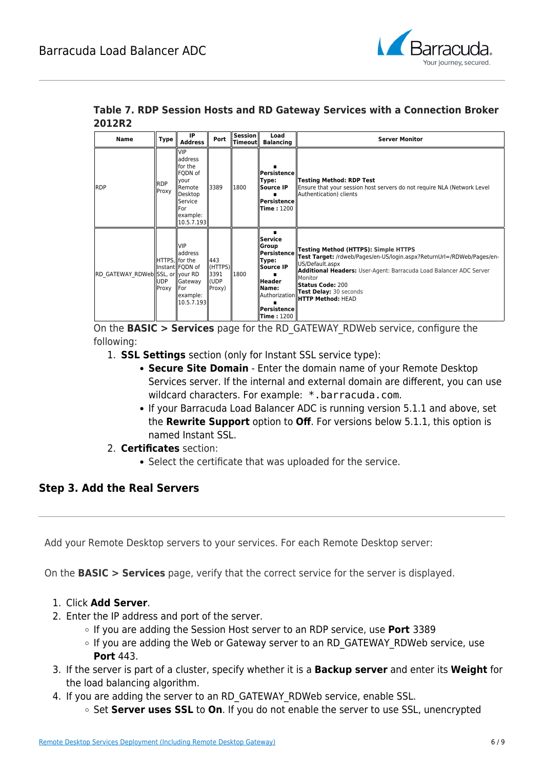**Table 7. RDP Session Hosts and RD Gateway Services with a Connection Broker 2012R2**

| Name | Type | IP Address | Port | Session Timeout | Load Balancing | Server Monitor |
|---|---|---|---|---|---|---|
| RDP | RDP Proxy | VIP address for the FQDN of your Remote Desktop Service For example: 10.5.7.193 | 3389 | 1800 | ■ **Persistence Type: Source IP** ■ **Persistence Time :** 1200 | **Testing Method: RDP Test** Ensure that your session host servers do not require NLA (Network Level Authentication) clients |
| RD_GATEWAY_RDWeb | HTTPS, Instant SSL, or UDP Proxy | VIP address for the FQDN of your RD Gateway For example: 10.5.7.193 | 443 (HTTPS) 3391 (UDP Proxy) | 1800 | ■ **Service Group Persistence Type: Source IP** ■ **Header Name:** Authorization ■ **Persistence Time :** 1200 | **Testing Method (HTTPS):** Simple HTTPS **Test Target:** /rdweb/Pages/en-US/login.aspx?ReturnUrl=/RDWeb/Pages/en-US/Default.aspx **Additional Headers:** User-Agent: Barracuda Load Balancer ADC Server Monitor **Status Code:** 200 **Test Delay:** 30 seconds **HTTP Method:** HEAD |

On the **BASIC > Services** page for the RD_GATEWAY_RDWeb service, configure the following:

1. **SSL Settings** section (only for Instant SSL service type):
   - **Secure Site Domain** - Enter the domain name of your Remote Desktop Services server. If the internal and external domain are different, you can use wildcard characters. For example: `*.barracuda.com`.
   - If your Barracuda Load Balancer ADC is running version 5.1.1 and above, set the **Rewrite Support** option to **Off**. For versions below 5.1.1, this option is named Instant SSL.
2. **Certificates** section:
   - Select the certificate that was uploaded for the service.

## Step 3. Add the Real Servers

Add your Remote Desktop servers to your services. For each Remote Desktop server:

On the **BASIC > Services** page, verify that the correct service for the server is displayed.

1. Click **Add Server**.
2. Enter the IP address and port of the server.
   - If you are adding the Session Host server to an RDP service, use **Port** 3389
   - If you are adding the Web or Gateway server to an RD_GATEWAY_RDWeb service, use **Port** 443.
3. If the server is part of a cluster, specify whether it is a **Backup server** and enter its **Weight** for the load balancing algorithm.
4. If you are adding the server to an RD_GATEWAY_RDWeb service, enable SSL.
   - Set **Server uses SSL** to **On**. If you do not enable the server to use SSL, unencrypted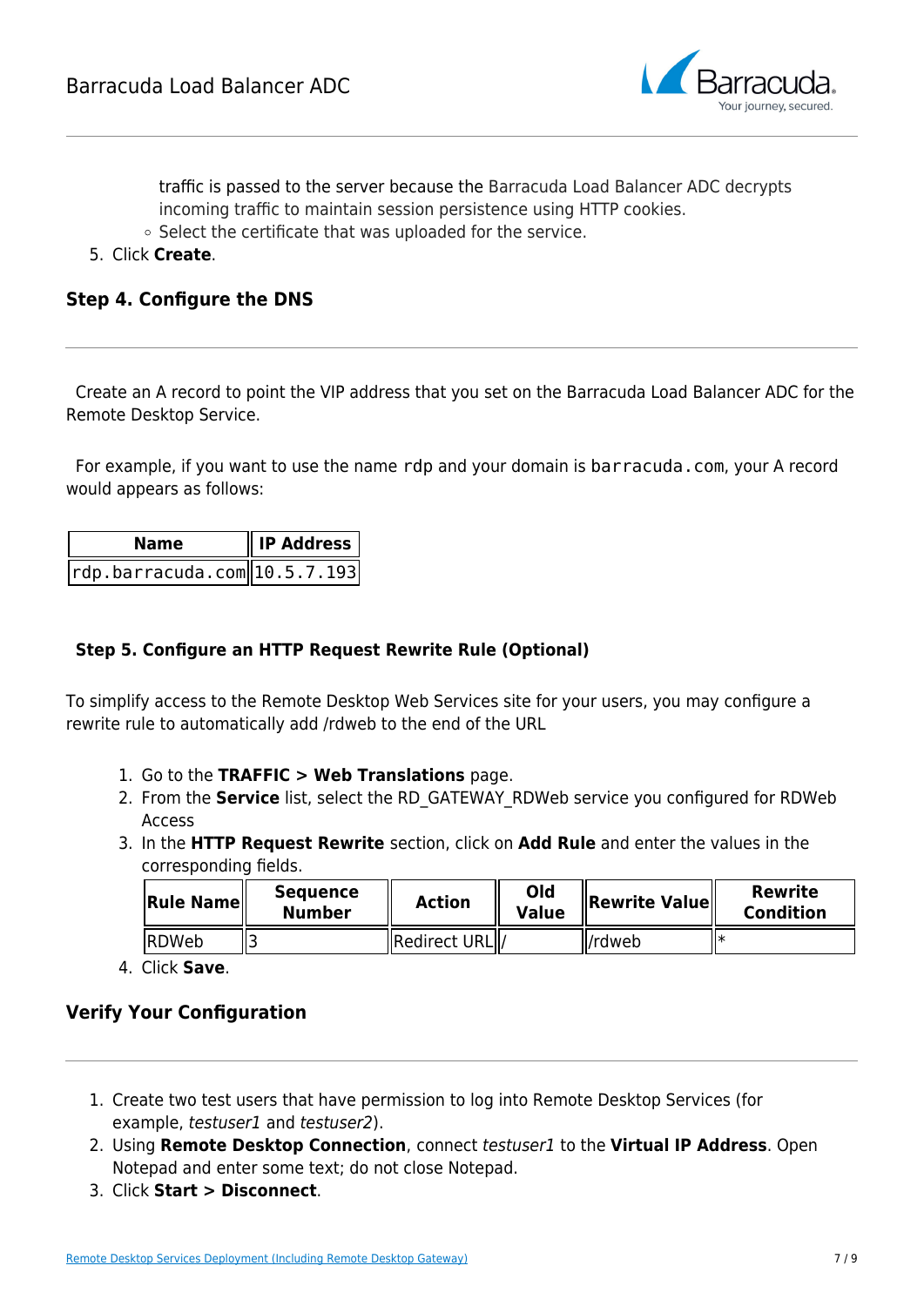traffic is passed to the server because the Barracuda Load Balancer ADC decrypts incoming traffic to maintain session persistence using HTTP cookies.
    - Select the certificate that was uploaded for the service.
5. Click **Create**.

### Step 4. Configure the DNS

Create an A record to point the VIP address that you set on the Barracuda Load Balancer ADC for the Remote Desktop Service.

For example, if you want to use the name `rdp` and your domain is `barracuda.com`, your A record would appears as follows:

| Name | IP Address |
|---|---|
| rdp.barracuda.com | 10.5.7.193 |

### Step 5. Configure an HTTP Request Rewrite Rule (Optional)

To simplify access to the Remote Desktop Web Services site for your users, you may configure a rewrite rule to automatically add /rdweb to the end of the URL

1. Go to the **TRAFFIC > Web Translations** page.
2. From the **Service** list, select the RD_GATEWAY_RDWeb service you configured for RDWeb Access
3. In the **HTTP Request Rewrite** section, click on **Add Rule** and enter the values in the corresponding fields.

| Rule Name | Sequence Number | Action | Old Value | Rewrite Value | Rewrite Condition |
|---|---|---|---|---|---|
| RDWeb | 3 | Redirect URL | / | /rdweb | * |

4. Click **Save**.

### Verify Your Configuration

1. Create two test users that have permission to log into Remote Desktop Services (for example, *testuser1* and *testuser2*).
2. Using **Remote Desktop Connection**, connect *testuser1* to the **Virtual IP Address**. Open Notepad and enter some text; do not close Notepad.
3. Click **Start > Disconnect**.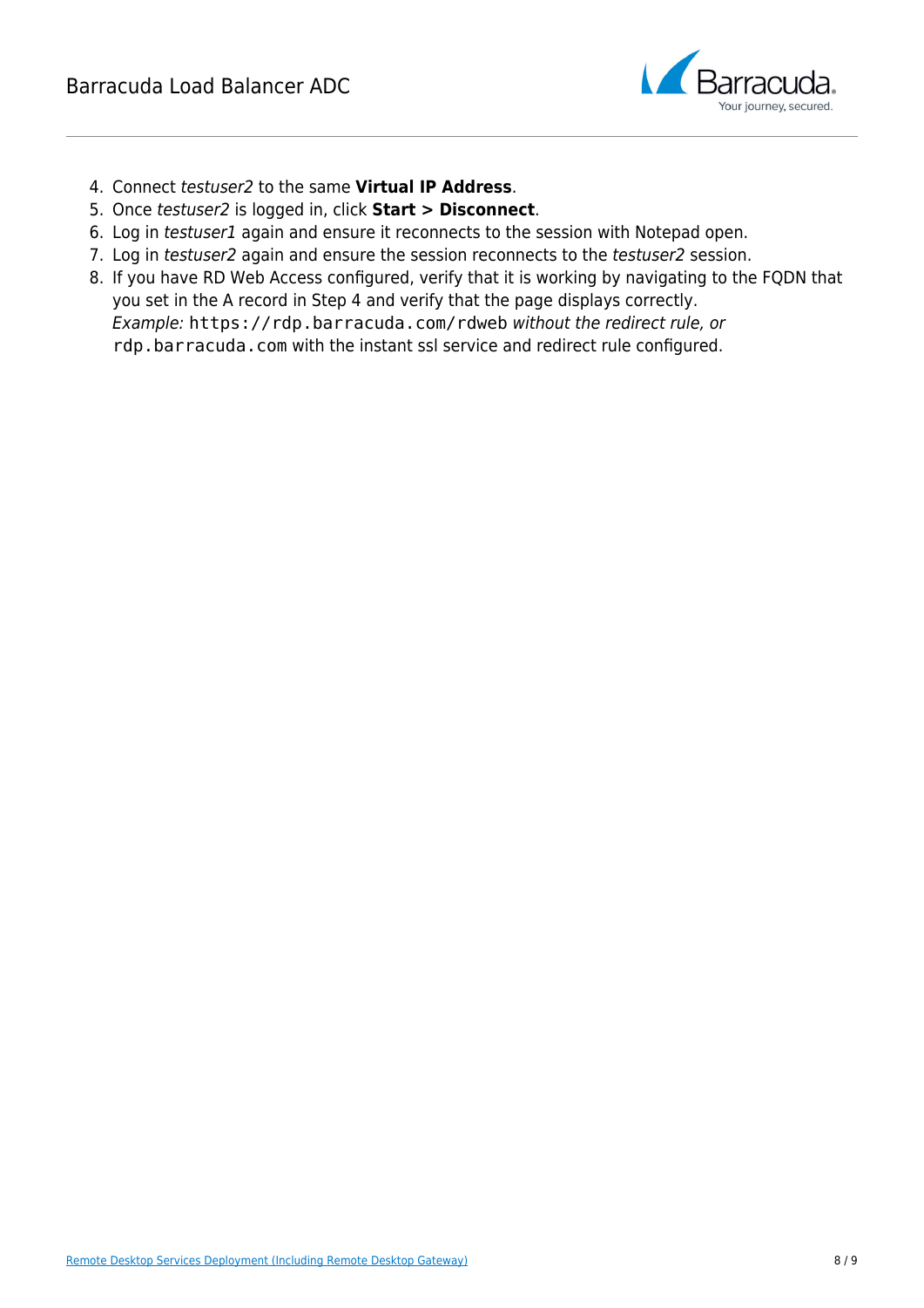4. Connect *testuser2* to the same **Virtual IP Address**.
5. Once *testuser2* is logged in, click **Start > Disconnect**.
6. Log in *testuser1* again and ensure it reconnects to the session with Notepad open.
7. Log in *testuser2* again and ensure the session reconnects to the *testuser2* session.
8. If you have RD Web Access configured, verify that it is working by navigating to the FQDN that you set in the A record in Step 4 and verify that the page displays correctly.
   *Example:* `https://rdp.barracuda.com/rdweb` *without the redirect rule, or* `rdp.barracuda.com` with the instant ssl service and redirect rule configured.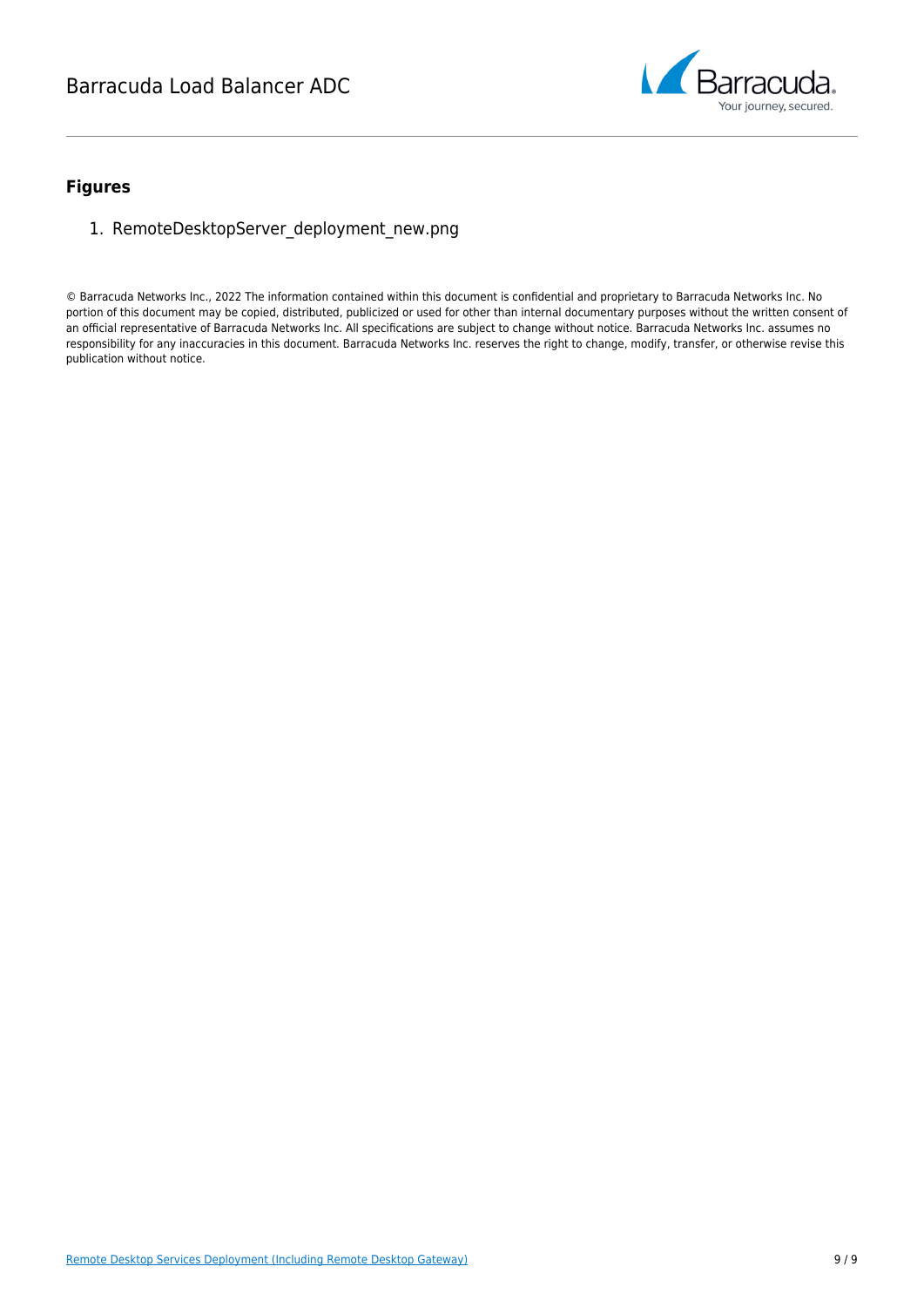## Figures

1. RemoteDesktopServer_deployment_new.png

© Barracuda Networks Inc., 2022 The information contained within this document is confidential and proprietary to Barracuda Networks Inc. No portion of this document may be copied, distributed, publicized or used for other than internal documentary purposes without the written consent of an official representative of Barracuda Networks Inc. All specifications are subject to change without notice. Barracuda Networks Inc. assumes no responsibility for any inaccuracies in this document. Barracuda Networks Inc. reserves the right to change, modify, transfer, or otherwise revise this publication without notice.